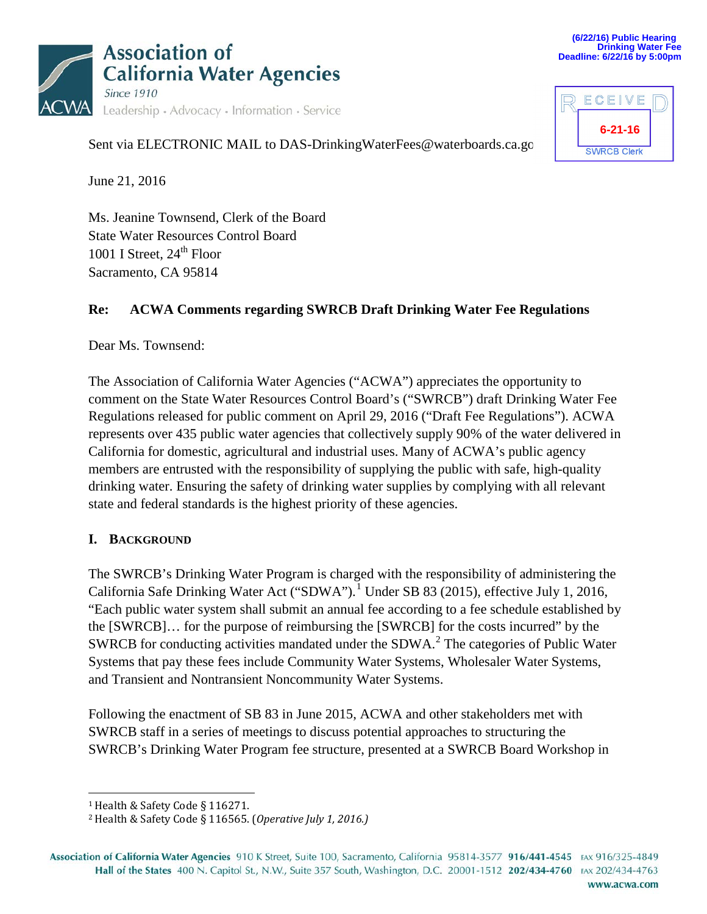**Association of California Water Agencies**
*Since 1910*
Leadership · Advocacy · Information · Service

(6/22/16) Public Hearing
Drinking Water Fee
Deadline: 6/22/16 by 5:00pm

RECEIVED
6-21-16
SWRCB Clerk

Sent via ELECTRONIC MAIL to DAS-DrinkingWaterFees@waterboards.ca.go

June 21, 2016

Ms. Jeanine Townsend, Clerk of the Board
State Water Resources Control Board
1001 I Street, 24th Floor
Sacramento, CA 95814

**Re: ACWA Comments regarding SWRCB Draft Drinking Water Fee Regulations**

Dear Ms. Townsend:

The Association of California Water Agencies ("ACWA") appreciates the opportunity to comment on the State Water Resources Control Board's ("SWRCB") draft Drinking Water Fee Regulations released for public comment on April 29, 2016 ("Draft Fee Regulations"). ACWA represents over 435 public water agencies that collectively supply 90% of the water delivered in California for domestic, agricultural and industrial uses. Many of ACWA's public agency members are entrusted with the responsibility of supplying the public with safe, high-quality drinking water. Ensuring the safety of drinking water supplies by complying with all relevant state and federal standards is the highest priority of these agencies.

## I. Background

The SWRCB's Drinking Water Program is charged with the responsibility of administering the California Safe Drinking Water Act ("SDWA").[1] Under SB 83 (2015), effective July 1, 2016, "Each public water system shall submit an annual fee according to a fee schedule established by the [SWRCB]… for the purpose of reimbursing the [SWRCB] for the costs incurred" by the SWRCB for conducting activities mandated under the SDWA.[2] The categories of Public Water Systems that pay these fees include Community Water Systems, Wholesaler Water Systems, and Transient and Nontransient Noncommunity Water Systems.

Following the enactment of SB 83 in June 2015, ACWA and other stakeholders met with SWRCB staff in a series of meetings to discuss potential approaches to structuring the SWRCB's Drinking Water Program fee structure, presented at a SWRCB Board Workshop in

[1] Health & Safety Code § 116271.

[2] Health & Safety Code § 116565. (*Operative July 1, 2016.*)

**Association of California Water Agencies** 910 K Street, Suite 100, Sacramento, California 95814-3577 **916/441-4545** FAX 916/325-4849
**Hall of the States** 400 N. Capitol St., N.W., Suite 357 South, Washington, D.C. 20001-1512 **202/434-4760** FAX 202/434-4763
**www.acwa.com**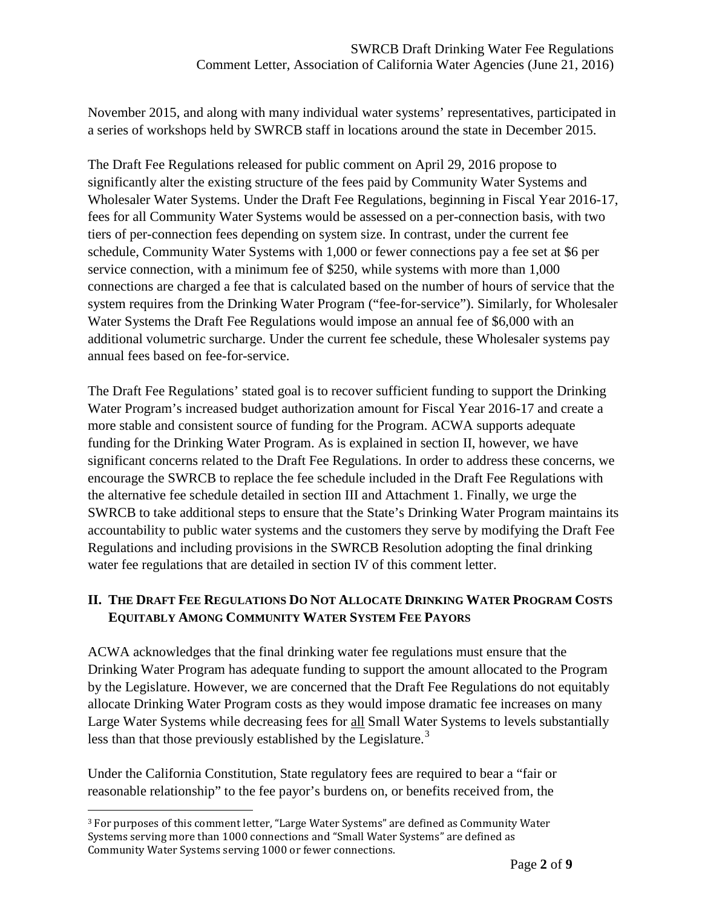November 2015, and along with many individual water systems' representatives, participated in a series of workshops held by SWRCB staff in locations around the state in December 2015.

The Draft Fee Regulations released for public comment on April 29, 2016 propose to significantly alter the existing structure of the fees paid by Community Water Systems and Wholesaler Water Systems. Under the Draft Fee Regulations, beginning in Fiscal Year 2016-17, fees for all Community Water Systems would be assessed on a per-connection basis, with two tiers of per-connection fees depending on system size. In contrast, under the current fee schedule, Community Water Systems with 1,000 or fewer connections pay a fee set at $6 per service connection, with a minimum fee of $250, while systems with more than 1,000 connections are charged a fee that is calculated based on the number of hours of service that the system requires from the Drinking Water Program ("fee-for-service"). Similarly, for Wholesaler Water Systems the Draft Fee Regulations would impose an annual fee of $6,000 with an additional volumetric surcharge. Under the current fee schedule, these Wholesaler systems pay annual fees based on fee-for-service.

The Draft Fee Regulations' stated goal is to recover sufficient funding to support the Drinking Water Program's increased budget authorization amount for Fiscal Year 2016-17 and create a more stable and consistent source of funding for the Program. ACWA supports adequate funding for the Drinking Water Program. As is explained in section II, however, we have significant concerns related to the Draft Fee Regulations. In order to address these concerns, we encourage the SWRCB to replace the fee schedule included in the Draft Fee Regulations with the alternative fee schedule detailed in section III and Attachment 1. Finally, we urge the SWRCB to take additional steps to ensure that the State's Drinking Water Program maintains its accountability to public water systems and the customers they serve by modifying the Draft Fee Regulations and including provisions in the SWRCB Resolution adopting the final drinking water fee regulations that are detailed in section IV of this comment letter.

## II. The Draft Fee Regulations Do Not Allocate Drinking Water Program Costs Equitably Among Community Water System Fee Payors

ACWA acknowledges that the final drinking water fee regulations must ensure that the Drinking Water Program has adequate funding to support the amount allocated to the Program by the Legislature. However, we are concerned that the Draft Fee Regulations do not equitably allocate Drinking Water Program costs as they would impose dramatic fee increases on many Large Water Systems while decreasing fees for <u>all</u> Small Water Systems to levels substantially less than that those previously established by the Legislature.[3]

Under the California Constitution, State regulatory fees are required to bear a "fair or reasonable relationship" to the fee payor's burdens on, or benefits received from, the

---

[3] For purposes of this comment letter, "Large Water Systems" are defined as Community Water Systems serving more than 1000 connections and "Small Water Systems" are defined as Community Water Systems serving 1000 or fewer connections.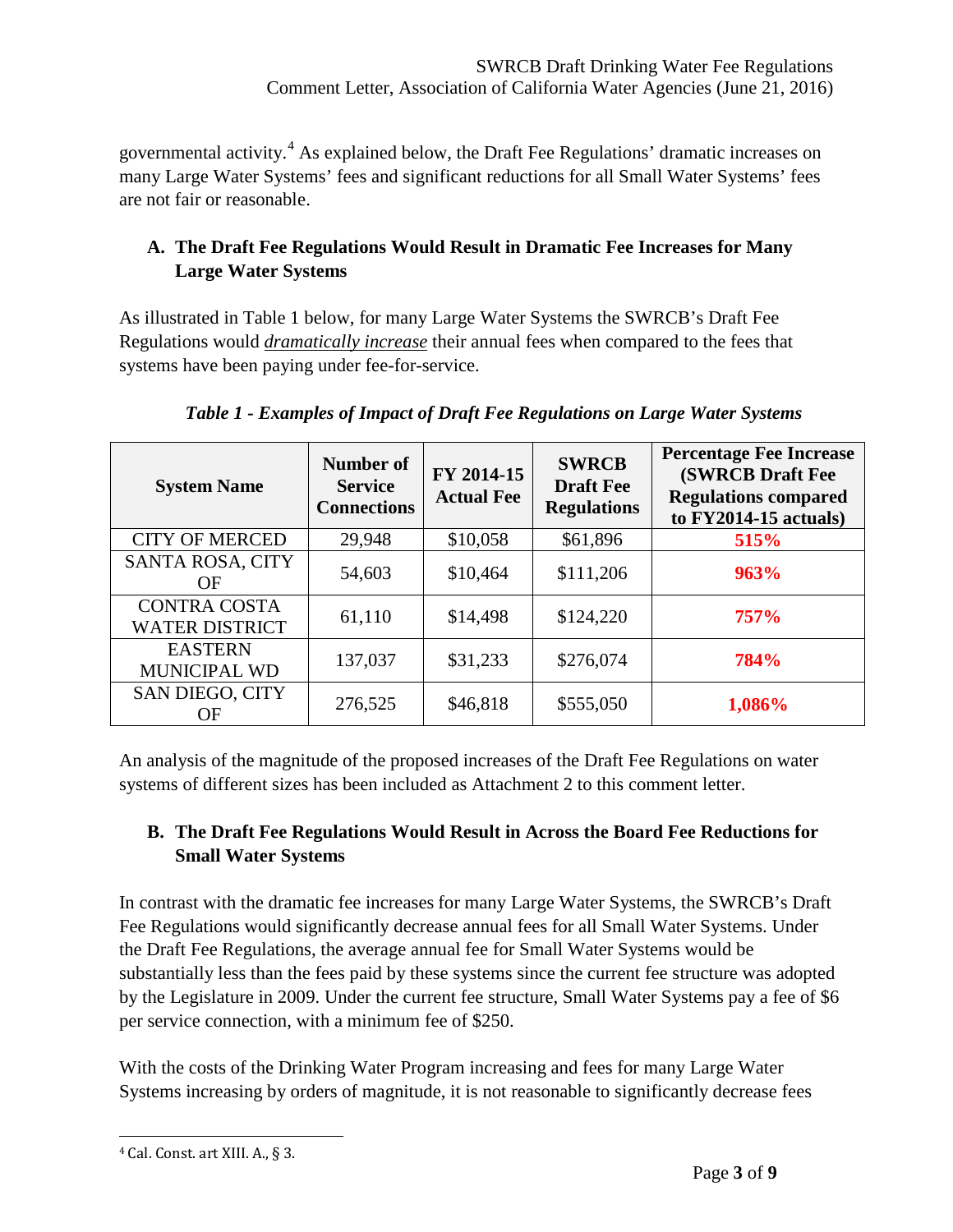governmental activity.[4] As explained below, the Draft Fee Regulations' dramatic increases on many Large Water Systems' fees and significant reductions for all Small Water Systems' fees are not fair or reasonable.

### A. The Draft Fee Regulations Would Result in Dramatic Fee Increases for Many Large Water Systems

As illustrated in Table 1 below, for many Large Water Systems the SWRCB's Draft Fee Regulations would *dramatically increase* their annual fees when compared to the fees that systems have been paying under fee-for-service.

***Table 1 - Examples of Impact of Draft Fee Regulations on Large Water Systems***

| System Name | Number of Service Connections | FY 2014-15 Actual Fee | SWRCB Draft Fee Regulations | Percentage Fee Increase (SWRCB Draft Fee Regulations compared to FY2014-15 actuals) |
|---|---|---|---|---|
| CITY OF MERCED | 29,948 | $10,058 | $61,896 | **515%** |
| SANTA ROSA, CITY OF | 54,603 | $10,464 | $111,206 | **963%** |
| CONTRA COSTA WATER DISTRICT | 61,110 | $14,498 | $124,220 | **757%** |
| EASTERN MUNICIPAL WD | 137,037 | $31,233 | $276,074 | **784%** |
| SAN DIEGO, CITY OF | 276,525 | $46,818 | $555,050 | **1,086%** |

An analysis of the magnitude of the proposed increases of the Draft Fee Regulations on water systems of different sizes has been included as Attachment 2 to this comment letter.

### B. The Draft Fee Regulations Would Result in Across the Board Fee Reductions for Small Water Systems

In contrast with the dramatic fee increases for many Large Water Systems, the SWRCB's Draft Fee Regulations would significantly decrease annual fees for all Small Water Systems. Under the Draft Fee Regulations, the average annual fee for Small Water Systems would be substantially less than the fees paid by these systems since the current fee structure was adopted by the Legislature in 2009. Under the current fee structure, Small Water Systems pay a fee of $6 per service connection, with a minimum fee of $250.

With the costs of the Drinking Water Program increasing and fees for many Large Water Systems increasing by orders of magnitude, it is not reasonable to significantly decrease fees

---

[4] Cal. Const. art XIII. A., § 3.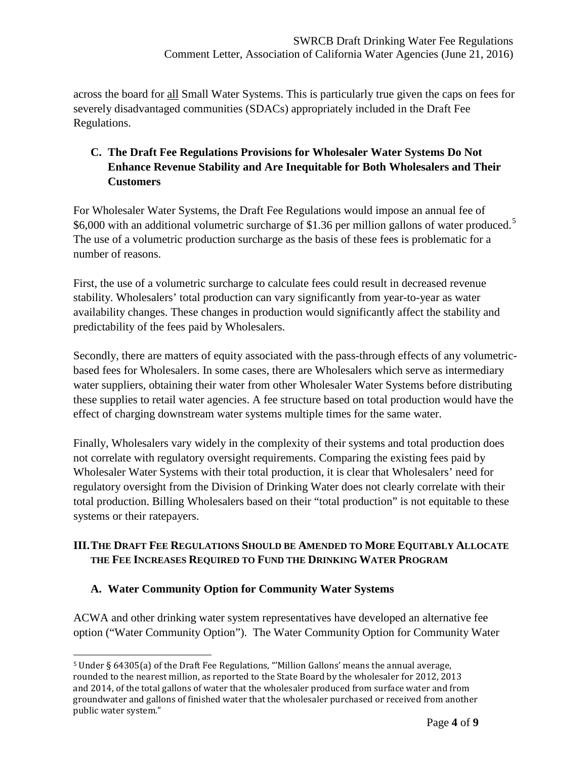across the board for all Small Water Systems. This is particularly true given the caps on fees for severely disadvantaged communities (SDACs) appropriately included in the Draft Fee Regulations.

### C. The Draft Fee Regulations Provisions for Wholesaler Water Systems Do Not Enhance Revenue Stability and Are Inequitable for Both Wholesalers and Their Customers

For Wholesaler Water Systems, the Draft Fee Regulations would impose an annual fee of $6,000 with an additional volumetric surcharge of $1.36 per million gallons of water produced.[5] The use of a volumetric production surcharge as the basis of these fees is problematic for a number of reasons.

First, the use of a volumetric surcharge to calculate fees could result in decreased revenue stability. Wholesalers' total production can vary significantly from year-to-year as water availability changes. These changes in production would significantly affect the stability and predictability of the fees paid by Wholesalers.

Secondly, there are matters of equity associated with the pass-through effects of any volumetric-based fees for Wholesalers. In some cases, there are Wholesalers which serve as intermediary water suppliers, obtaining their water from other Wholesaler Water Systems before distributing these supplies to retail water agencies. A fee structure based on total production would have the effect of charging downstream water systems multiple times for the same water.

Finally, Wholesalers vary widely in the complexity of their systems and total production does not correlate with regulatory oversight requirements. Comparing the existing fees paid by Wholesaler Water Systems with their total production, it is clear that Wholesalers' need for regulatory oversight from the Division of Drinking Water does not clearly correlate with their total production. Billing Wholesalers based on their "total production" is not equitable to these systems or their ratepayers.

## III. THE DRAFT FEE REGULATIONS SHOULD BE AMENDED TO MORE EQUITABLY ALLOCATE THE FEE INCREASES REQUIRED TO FUND THE DRINKING WATER PROGRAM

### A. Water Community Option for Community Water Systems

ACWA and other drinking water system representatives have developed an alternative fee option ("Water Community Option"). The Water Community Option for Community Water

---

[5] Under § 64305(a) of the Draft Fee Regulations, "'Million Gallons' means the annual average, rounded to the nearest million, as reported to the State Board by the wholesaler for 2012, 2013 and 2014, of the total gallons of water that the wholesaler produced from surface water and from groundwater and gallons of finished water that the wholesaler purchased or received from another public water system."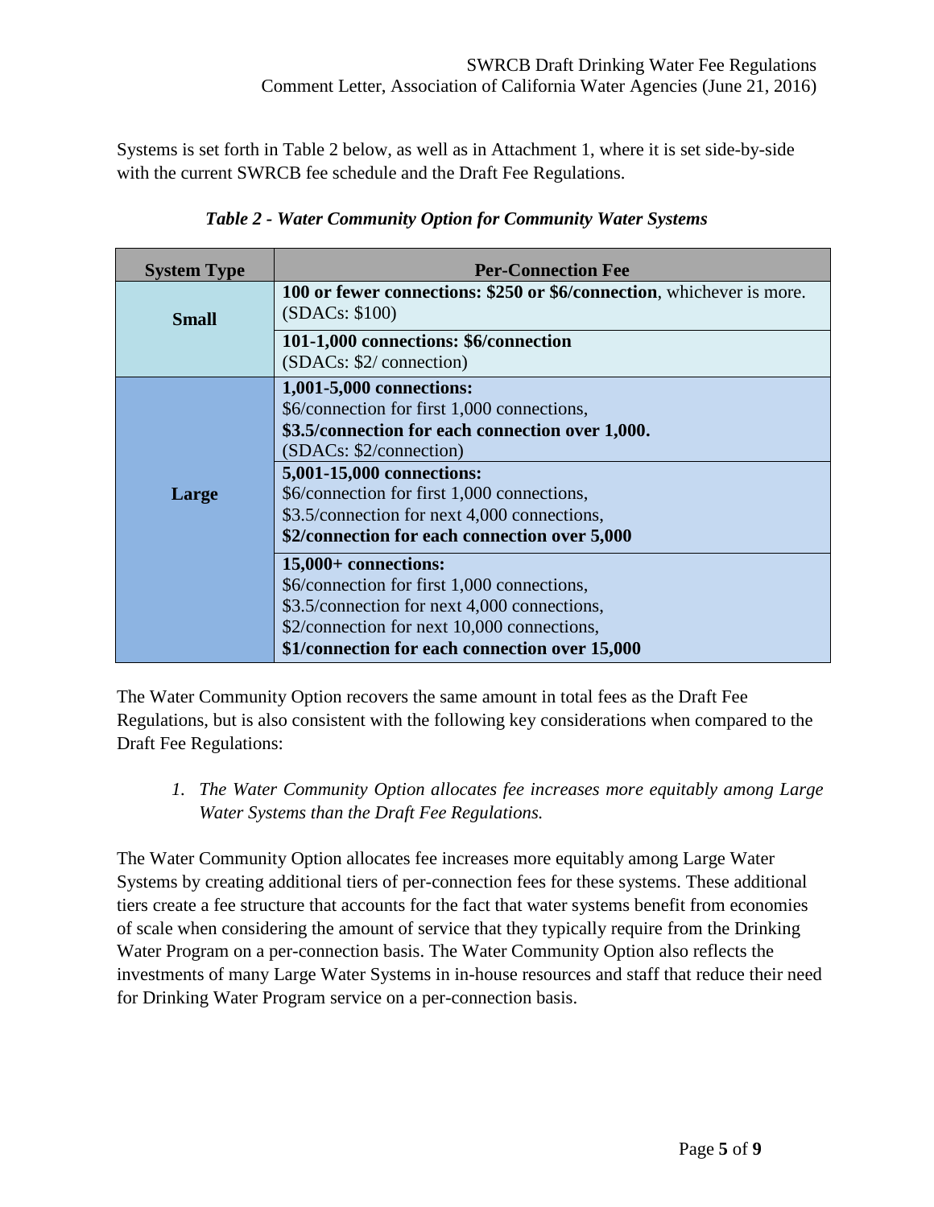Systems is set forth in Table 2 below, as well as in Attachment 1, where it is set side-by-side with the current SWRCB fee schedule and the Draft Fee Regulations.

*Table 2 - Water Community Option for Community Water Systems*

| System Type | Per-Connection Fee |
|---|---|
| **Small** | **100 or fewer connections: $250 or $6/connection**, whichever is more. (SDACs: $100) |
| | **101-1,000 connections: $6/connection** (SDACs: $2/ connection) |
| **Large** | **1,001-5,000 connections:** $6/connection for first 1,000 connections, **$3.5/connection for each connection over 1,000.** (SDACs: $2/connection) |
| | **5,001-15,000 connections:** $6/connection for first 1,000 connections, $3.5/connection for next 4,000 connections, **$2/connection for each connection over 5,000** |
| | **15,000+ connections:** $6/connection for first 1,000 connections, $3.5/connection for next 4,000 connections, $2/connection for next 10,000 connections, **$1/connection for each connection over 15,000** |

The Water Community Option recovers the same amount in total fees as the Draft Fee Regulations, but is also consistent with the following key considerations when compared to the Draft Fee Regulations:

1. *The Water Community Option allocates fee increases more equitably among Large Water Systems than the Draft Fee Regulations.*

The Water Community Option allocates fee increases more equitably among Large Water Systems by creating additional tiers of per-connection fees for these systems. These additional tiers create a fee structure that accounts for the fact that water systems benefit from economies of scale when considering the amount of service that they typically require from the Drinking Water Program on a per-connection basis. The Water Community Option also reflects the investments of many Large Water Systems in in-house resources and staff that reduce their need for Drinking Water Program service on a per-connection basis.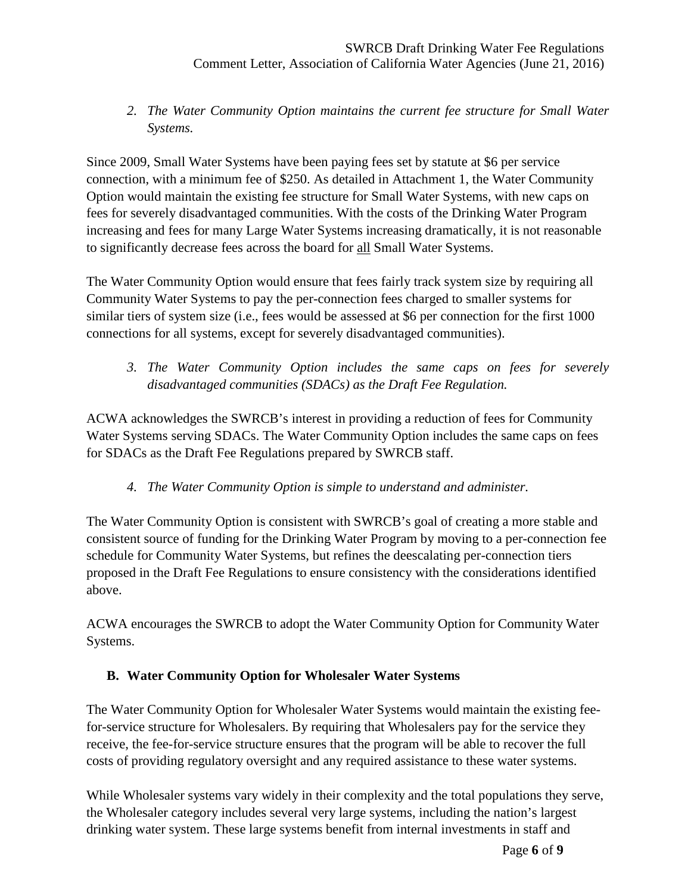*2. The Water Community Option maintains the current fee structure for Small Water Systems.*

Since 2009, Small Water Systems have been paying fees set by statute at $6 per service connection, with a minimum fee of $250. As detailed in Attachment 1, the Water Community Option would maintain the existing fee structure for Small Water Systems, with new caps on fees for severely disadvantaged communities. With the costs of the Drinking Water Program increasing and fees for many Large Water Systems increasing dramatically, it is not reasonable to significantly decrease fees across the board for <u>all</u> Small Water Systems.

The Water Community Option would ensure that fees fairly track system size by requiring all Community Water Systems to pay the per-connection fees charged to smaller systems for similar tiers of system size (i.e., fees would be assessed at $6 per connection for the first 1000 connections for all systems, except for severely disadvantaged communities).

*3. The Water Community Option includes the same caps on fees for severely disadvantaged communities (SDACs) as the Draft Fee Regulation.*

ACWA acknowledges the SWRCB's interest in providing a reduction of fees for Community Water Systems serving SDACs. The Water Community Option includes the same caps on fees for SDACs as the Draft Fee Regulations prepared by SWRCB staff.

*4. The Water Community Option is simple to understand and administer.*

The Water Community Option is consistent with SWRCB's goal of creating a more stable and consistent source of funding for the Drinking Water Program by moving to a per-connection fee schedule for Community Water Systems, but refines the deescalating per-connection tiers proposed in the Draft Fee Regulations to ensure consistency with the considerations identified above.

ACWA encourages the SWRCB to adopt the Water Community Option for Community Water Systems.

### B. Water Community Option for Wholesaler Water Systems

The Water Community Option for Wholesaler Water Systems would maintain the existing fee-for-service structure for Wholesalers. By requiring that Wholesalers pay for the service they receive, the fee-for-service structure ensures that the program will be able to recover the full costs of providing regulatory oversight and any required assistance to these water systems.

While Wholesaler systems vary widely in their complexity and the total populations they serve, the Wholesaler category includes several very large systems, including the nation's largest drinking water system. These large systems benefit from internal investments in staff and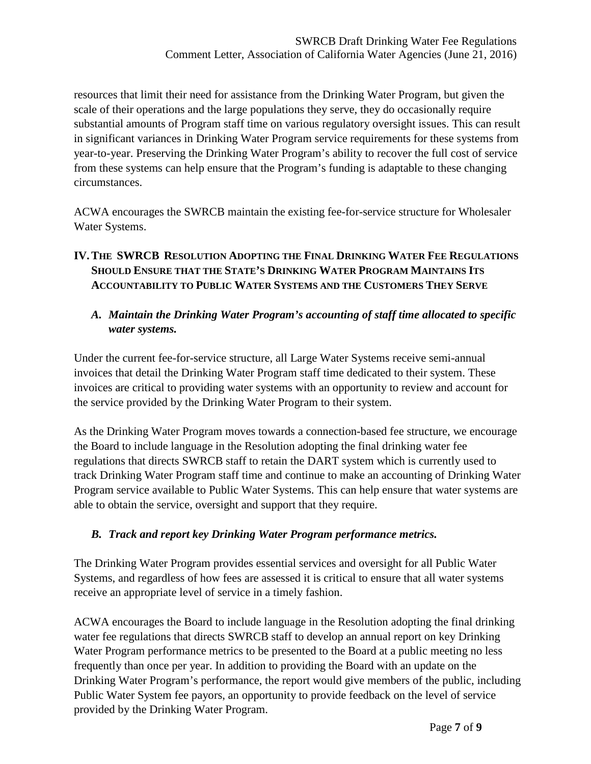resources that limit their need for assistance from the Drinking Water Program, but given the scale of their operations and the large populations they serve, they do occasionally require substantial amounts of Program staff time on various regulatory oversight issues. This can result in significant variances in Drinking Water Program service requirements for these systems from year-to-year. Preserving the Drinking Water Program's ability to recover the full cost of service from these systems can help ensure that the Program's funding is adaptable to these changing circumstances.

ACWA encourages the SWRCB maintain the existing fee-for-service structure for Wholesaler Water Systems.

## IV. The SWRCB Resolution Adopting the Final Drinking Water Fee Regulations Should Ensure that the State's Drinking Water Program Maintains Its Accountability to Public Water Systems and the Customers They Serve

### *A. Maintain the Drinking Water Program's accounting of staff time allocated to specific water systems.*

Under the current fee-for-service structure, all Large Water Systems receive semi-annual invoices that detail the Drinking Water Program staff time dedicated to their system. These invoices are critical to providing water systems with an opportunity to review and account for the service provided by the Drinking Water Program to their system.

As the Drinking Water Program moves towards a connection-based fee structure, we encourage the Board to include language in the Resolution adopting the final drinking water fee regulations that directs SWRCB staff to retain the DART system which is currently used to track Drinking Water Program staff time and continue to make an accounting of Drinking Water Program service available to Public Water Systems. This can help ensure that water systems are able to obtain the service, oversight and support that they require.

### *B. Track and report key Drinking Water Program performance metrics.*

The Drinking Water Program provides essential services and oversight for all Public Water Systems, and regardless of how fees are assessed it is critical to ensure that all water systems receive an appropriate level of service in a timely fashion.

ACWA encourages the Board to include language in the Resolution adopting the final drinking water fee regulations that directs SWRCB staff to develop an annual report on key Drinking Water Program performance metrics to be presented to the Board at a public meeting no less frequently than once per year. In addition to providing the Board with an update on the Drinking Water Program's performance, the report would give members of the public, including Public Water System fee payors, an opportunity to provide feedback on the level of service provided by the Drinking Water Program.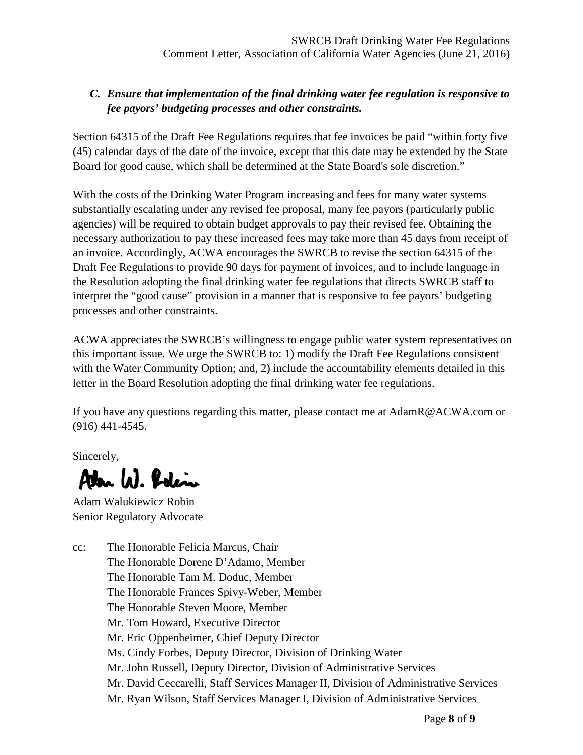### *C. Ensure that implementation of the final drinking water fee regulation is responsive to fee payors' budgeting processes and other constraints.*

Section 64315 of the Draft Fee Regulations requires that fee invoices be paid "within forty five (45) calendar days of the date of the invoice, except that this date may be extended by the State Board for good cause, which shall be determined at the State Board's sole discretion."

With the costs of the Drinking Water Program increasing and fees for many water systems substantially escalating under any revised fee proposal, many fee payors (particularly public agencies) will be required to obtain budget approvals to pay their revised fee. Obtaining the necessary authorization to pay these increased fees may take more than 45 days from receipt of an invoice. Accordingly, ACWA encourages the SWRCB to revise the section 64315 of the Draft Fee Regulations to provide 90 days for payment of invoices, and to include language in the Resolution adopting the final drinking water fee regulations that directs SWRCB staff to interpret the "good cause" provision in a manner that is responsive to fee payors' budgeting processes and other constraints.

ACWA appreciates the SWRCB's willingness to engage public water system representatives on this important issue. We urge the SWRCB to: 1) modify the Draft Fee Regulations consistent with the Water Community Option; and, 2) include the accountability elements detailed in this letter in the Board Resolution adopting the final drinking water fee regulations.

If you have any questions regarding this matter, please contact me at AdamR@ACWA.com or (916) 441-4545.

Sincerely,

Adam W. Robin

Adam Walukiewicz Robin
Senior Regulatory Advocate

cc: The Honorable Felicia Marcus, Chair
The Honorable Dorene D'Adamo, Member
The Honorable Tam M. Doduc, Member
The Honorable Frances Spivy-Weber, Member
The Honorable Steven Moore, Member
Mr. Tom Howard, Executive Director
Mr. Eric Oppenheimer, Chief Deputy Director
Ms. Cindy Forbes, Deputy Director, Division of Drinking Water
Mr. John Russell, Deputy Director, Division of Administrative Services
Mr. David Ceccarelli, Staff Services Manager II, Division of Administrative Services
Mr. Ryan Wilson, Staff Services Manager I, Division of Administrative Services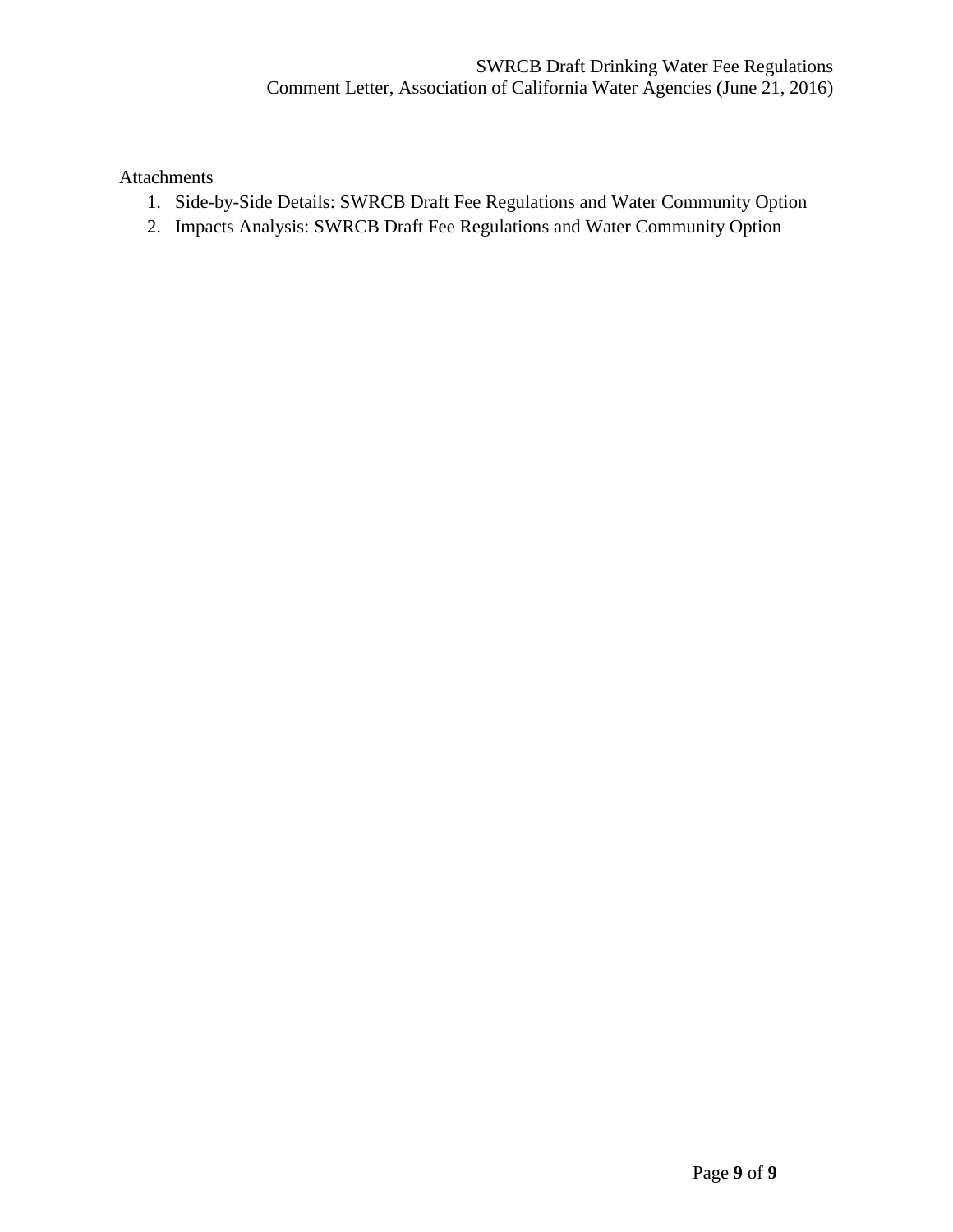Attachments

1. Side-by-Side Details: SWRCB Draft Fee Regulations and Water Community Option
2. Impacts Analysis: SWRCB Draft Fee Regulations and Water Community Option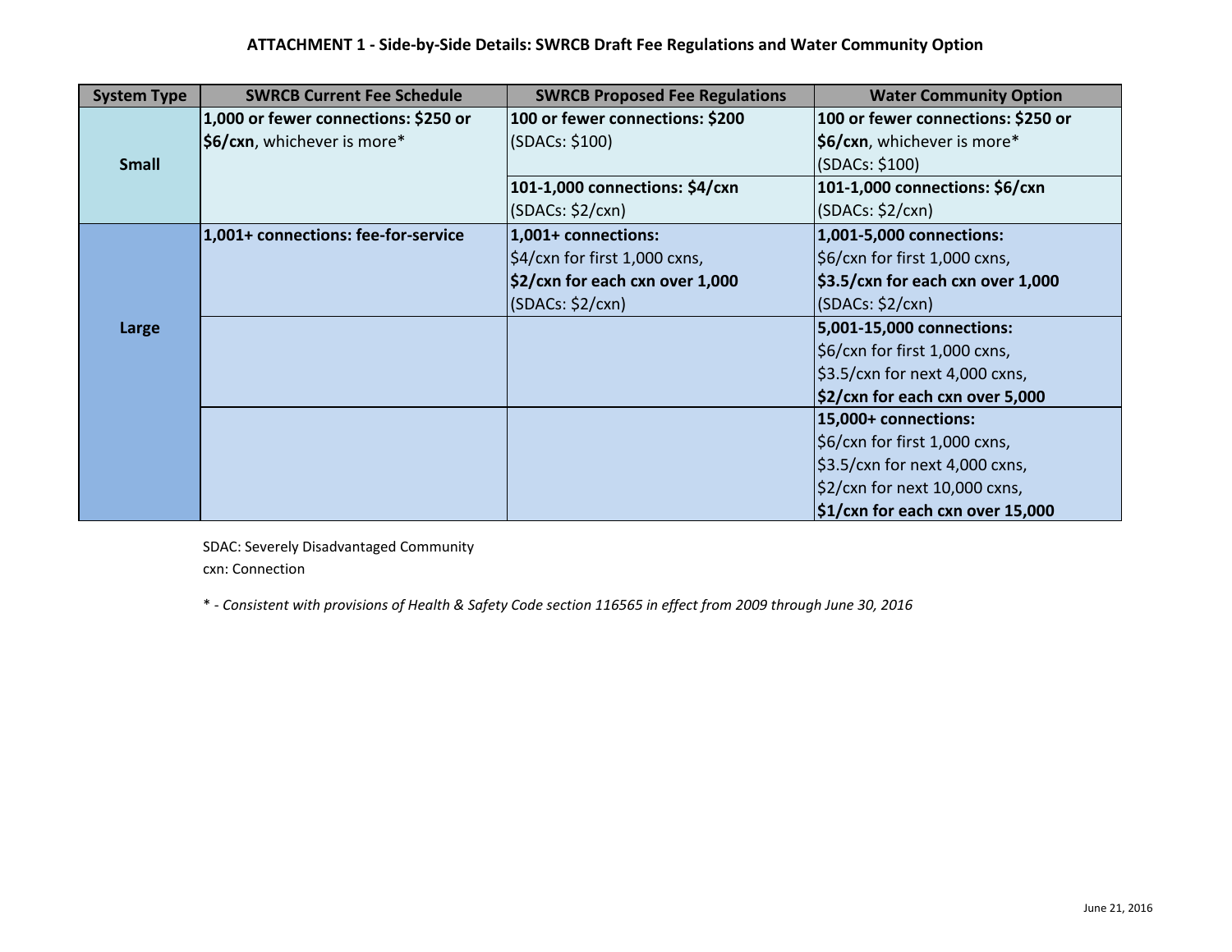**ATTACHMENT 1 - Side-by-Side Details: SWRCB Draft Fee Regulations and Water Community Option**

| System Type | SWRCB Current Fee Schedule | SWRCB Proposed Fee Regulations | Water Community Option |
|---|---|---|---|
| Small | **1,000 or fewer connections: $250 or $6/cxn**, whichever is more* | **100 or fewer connections: $200** (SDACs: $100) | **100 or fewer connections: $250 or $6/cxn**, whichever is more* (SDACs: $100) |
| | | **101-1,000 connections: $4/cxn** (SDACs: $2/cxn) | **101-1,000 connections: $6/cxn** (SDACs: $2/cxn) |
| Large | **1,001+ connections: fee-for-service** | **1,001+ connections:** $4/cxn for first 1,000 cxns, **$2/cxn for each cxn over 1,000** (SDACs: $2/cxn) | **1,001-5,000 connections:** $6/cxn for first 1,000 cxns, **$3.5/cxn for each cxn over 1,000** (SDACs: $2/cxn) |
| | | | **5,001-15,000 connections:** $6/cxn for first 1,000 cxns, $3.5/cxn for next 4,000 cxns, **$2/cxn for each cxn over 5,000** |
| | | | **15,000+ connections:** $6/cxn for first 1,000 cxns, $3.5/cxn for next 4,000 cxns, $2/cxn for next 10,000 cxns, **$1/cxn for each cxn over 15,000** |

SDAC: Severely Disadvantaged Community
cxn: Connection

\* - *Consistent with provisions of Health & Safety Code section 116565 in effect from 2009 through June 30, 2016*

June 21, 2016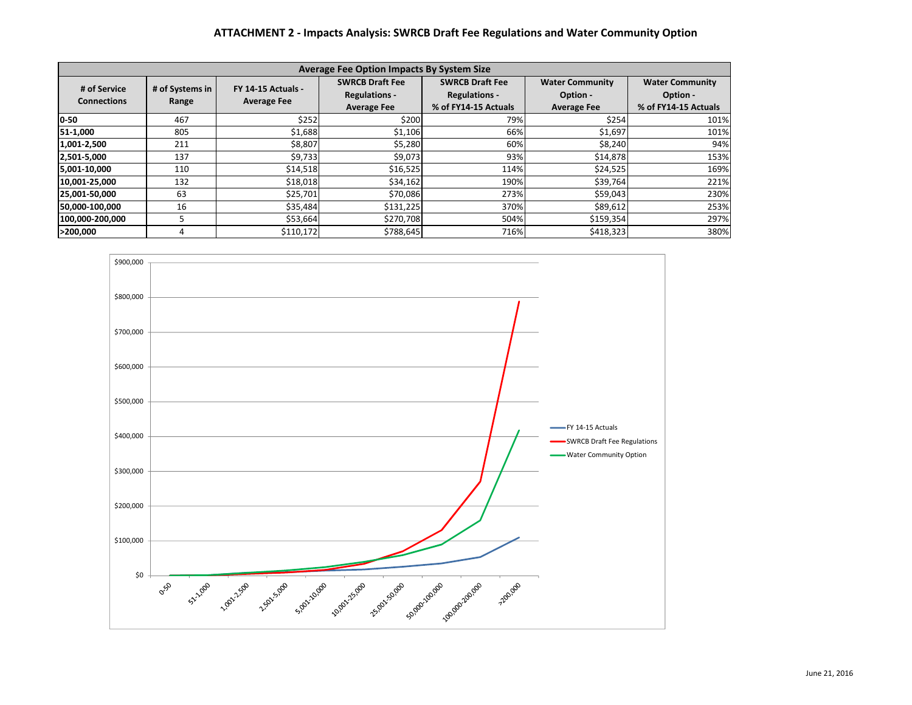# ATTACHMENT 2 - Impacts Analysis: SWRCB Draft Fee Regulations and Water Community Option

| Average Fee Option Impacts By System Size | | | | | | |
|---|---|---|---|---|---|---|
| # of Service Connections | # of Systems in Range | FY 14-15 Actuals - Average Fee | SWRCB Draft Fee Regulations - Average Fee | SWRCB Draft Fee Regulations - % of FY14-15 Actuals | Water Community Option - Average Fee | Water Community Option - % of FY14-15 Actuals |
| 0-50 | 467 | $252 | $200 | 79% | $254 | 101% |
| 51-1,000 | 805 | $1,688 | $1,106 | 66% | $1,697 | 101% |
| 1,001-2,500 | 211 | $8,807 | $5,280 | 60% | $8,240 | 94% |
| 2,501-5,000 | 137 | $9,733 | $9,073 | 93% | $14,878 | 153% |
| 5,001-10,000 | 110 | $14,518 | $16,525 | 114% | $24,525 | 169% |
| 10,001-25,000 | 132 | $18,018 | $34,162 | 190% | $39,764 | 221% |
| 25,001-50,000 | 63 | $25,701 | $70,086 | 273% | $59,043 | 230% |
| 50,000-100,000 | 16 | $35,484 | $131,225 | 370% | $89,612 | 253% |
| 100,000-200,000 | 5 | $53,664 | $270,708 | 504% | $159,354 | 297% |
| >200,000 | 4 | $110,172 | $788,645 | 716% | $418,323 | 380% |

$900,000
$800,000
$700,000
$600,000
$500,000
$400,000
$300,000
$200,000
$100,000
$0

0-50, 51-1,000, 1,001-2,500, 2,501-5,000, 5,001-10,000, 10,001-25,000, 25,001-50,000, 50,000-100,000, 100,000-200,000, >200,000

FY 14-15 Actuals
SWRCB Draft Fee Regulations
Water Community Option

June 21, 2016